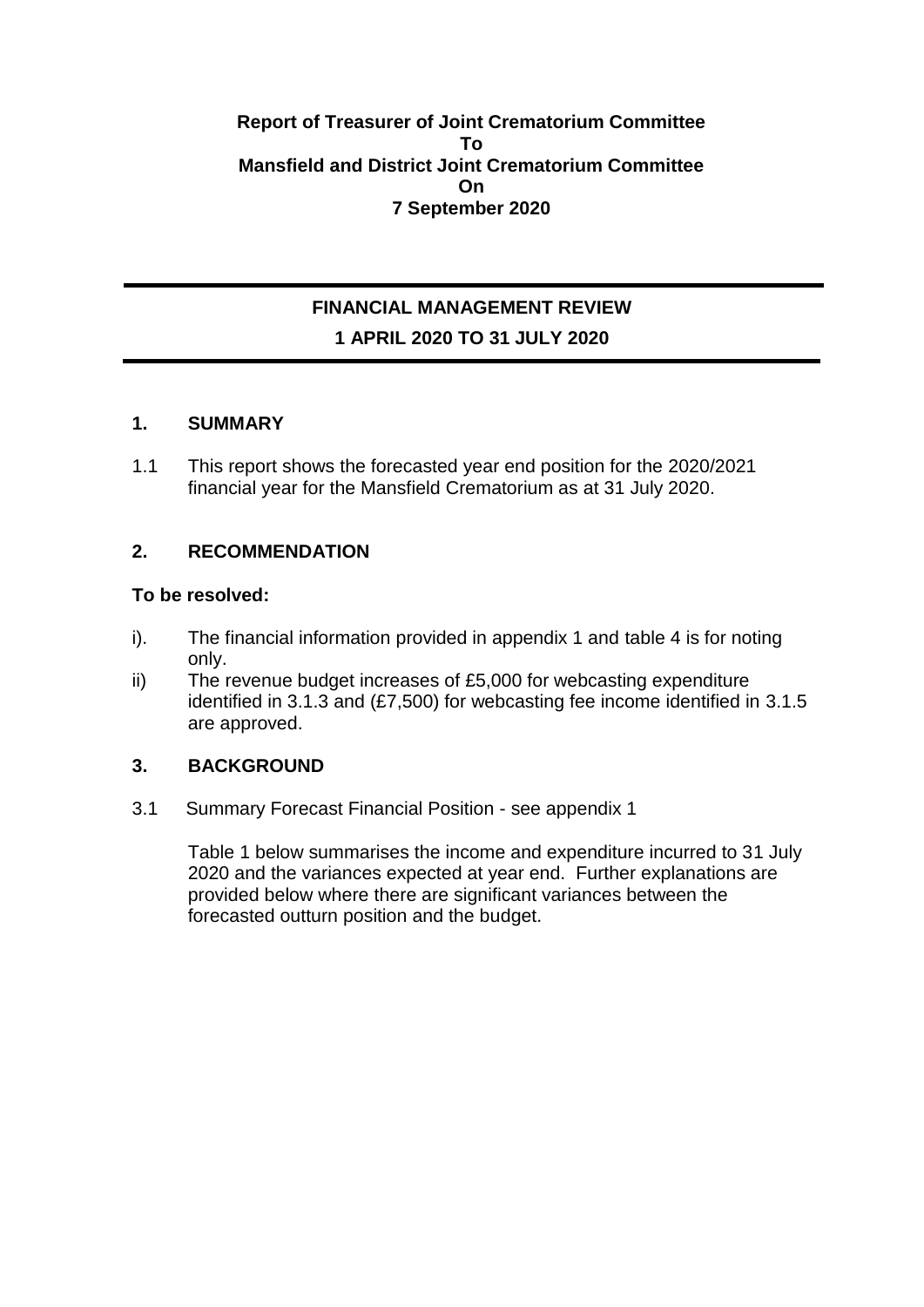**Report of Treasurer of Joint Crematorium Committee**
**To**
**Mansfield and District Joint Crematorium Committee**
**On**
**7 September 2020**

---

## FINANCIAL MANAGEMENT REVIEW
## 1 APRIL 2020 TO 31 JULY 2020

---

### 1. SUMMARY

1.1 This report shows the forecasted year end position for the 2020/2021 financial year for the Mansfield Crematorium as at 31 July 2020.

### 2. RECOMMENDATION

**To be resolved:**

i). The financial information provided in appendix 1 and table 4 is for noting only.

ii) The revenue budget increases of £5,000 for webcasting expenditure identified in 3.1.3 and (£7,500) for webcasting fee income identified in 3.1.5 are approved.

### 3. BACKGROUND

3.1 Summary Forecast Financial Position - see appendix 1

Table 1 below summarises the income and expenditure incurred to 31 July 2020 and the variances expected at year end. Further explanations are provided below where there are significant variances between the forecasted outturn position and the budget.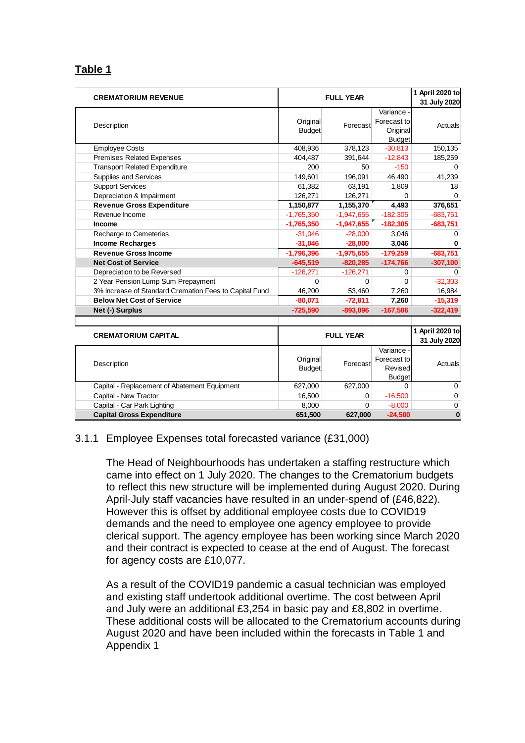## Table 1

| CREMATORIUM REVENUE | FULL YEAR | | | 1 April 2020 to 31 July 2020 |
|---|---|---|---|---|
| Description | Original Budget | Forecast | Variance - Forecast to Original Budget | Actuals |
| Employee Costs | 408,936 | 378,123 | -30,813 | 150,135 |
| Premises Related Expenses | 404,487 | 391,644 | -12,843 | 185,259 |
| Transport Related Expenditure | 200 | 50 | -150 | 0 |
| Supplies and Services | 149,601 | 196,091 | 46,490 | 41,239 |
| Support Services | 61,382 | 63,191 | 1,809 | 18 |
| Depreciation & Impairment | 126,271 | 126,271 | 0 | 0 |
| **Revenue Gross Expenditure** | **1,150,877** | **1,155,370** | **4,493** | **376,651** |
| Revenue Income | -1,765,350 | -1,947,655 | -182,305 | -683,751 |
| **Income** | **-1,765,350** | **-1,947,655** | **-182,305** | **-683,751** |
| Recharge to Cemeteries | -31,046 | -28,000 | 3,046 | 0 |
| **Income Recharges** | **-31,046** | **-28,000** | **3,046** | **0** |
| **Revenue Gross Income** | **-1,796,396** | **-1,975,655** | **-179,259** | **-683,751** |
| **Net Cost of Service** | **-645,519** | **-820,285** | **-174,766** | **-307,100** |
| Depreciation to be Reversed | -126,271 | -126,271 | 0 | 0 |
| 2 Year Pension Lump Sum Prepayment | 0 | 0 | 0 | -32,303 |
| 3% Increase of Standard Cremation Fees to Capital Fund | 46,200 | 53,460 | 7,260 | 16,984 |
| **Below Net Cost of Service** | **-80,071** | **-72,811** | **7,260** | **-15,319** |
| **Net (-) Surplus** | **-725,590** | **-893,096** | **-167,506** | **-322,419** |

| CREMATORIUM CAPITAL | FULL YEAR | | | 1 April 2020 to 31 July 2020 |
|---|---|---|---|---|
| Description | Original Budget | Forecast | Variance - Forecast to Revised Budget | Actuals |
| Capital - Replacement of Abatement Equipment | 627,000 | 627,000 | 0 | 0 |
| Capital - New Tractor | 16,500 | 0 | -16,500 | 0 |
| Capital - Car Park Lighting | 8,000 | 0 | -8,000 | 0 |
| **Capital Gross Expenditure** | **651,500** | **627,000** | **-24,500** | **0** |

3.1.1 Employee Expenses total forecasted variance (£31,000)

The Head of Neighbourhoods has undertaken a staffing restructure which came into effect on 1 July 2020. The changes to the Crematorium budgets to reflect this new structure will be implemented during August 2020. During April-July staff vacancies have resulted in an under-spend of (£46,822). However this is offset by additional employee costs due to COVID19 demands and the need to employee one agency employee to provide clerical support. The agency employee has been working since March 2020 and their contract is expected to cease at the end of August. The forecast for agency costs are £10,077.

As a result of the COVID19 pandemic a casual technician was employed and existing staff undertook additional overtime. The cost between April and July were an additional £3,254 in basic pay and £8,802 in overtime. These additional costs will be allocated to the Crematorium accounts during August 2020 and have been included within the forecasts in Table 1 and Appendix 1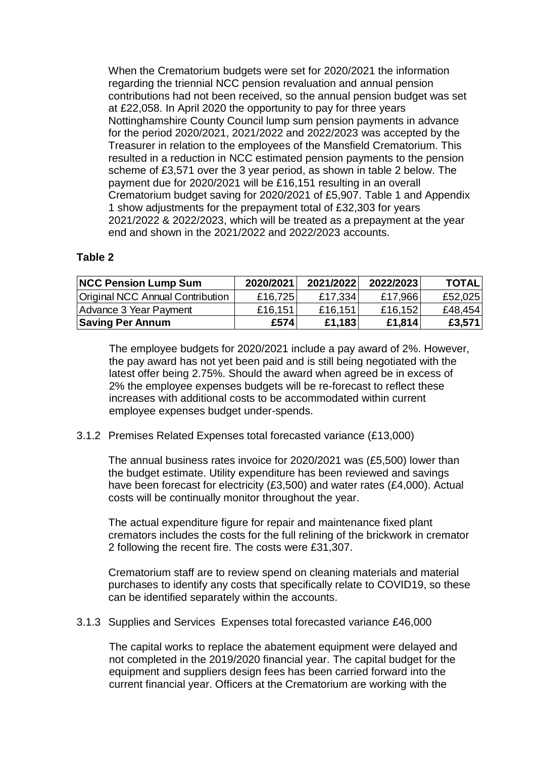When the Crematorium budgets were set for 2020/2021 the information regarding the triennial NCC pension revaluation and annual pension contributions had not been received, so the annual pension budget was set at £22,058. In April 2020 the opportunity to pay for three years Nottinghamshire County Council lump sum pension payments in advance for the period 2020/2021, 2021/2022 and 2022/2023 was accepted by the Treasurer in relation to the employees of the Mansfield Crematorium. This resulted in a reduction in NCC estimated pension payments to the pension scheme of £3,571 over the 3 year period, as shown in table 2 below. The payment due for 2020/2021 will be £16,151 resulting in an overall Crematorium budget saving for 2020/2021 of £5,907. Table 1 and Appendix 1 show adjustments for the prepayment total of £32,303 for years 2021/2022 & 2022/2023, which will be treated as a prepayment at the year end and shown in the 2021/2022 and 2022/2023 accounts.

**Table 2**

| NCC Pension Lump Sum | 2020/2021 | 2021/2022 | 2022/2023 | TOTAL |
|---|---|---|---|---|
| Original NCC Annual Contribution | £16,725 | £17,334 | £17,966 | £52,025 |
| Advance 3 Year Payment | £16,151 | £16,151 | £16,152 | £48,454 |
| **Saving Per Annum** | **£574** | **£1,183** | **£1,814** | **£3,571** |

The employee budgets for 2020/2021 include a pay award of 2%. However, the pay award has not yet been paid and is still being negotiated with the latest offer being 2.75%. Should the award when agreed be in excess of 2% the employee expenses budgets will be re-forecast to reflect these increases with additional costs to be accommodated within current employee expenses budget under-spends.

3.1.2 Premises Related Expenses total forecasted variance (£13,000)

The annual business rates invoice for 2020/2021 was (£5,500) lower than the budget estimate. Utility expenditure has been reviewed and savings have been forecast for electricity (£3,500) and water rates (£4,000). Actual costs will be continually monitor throughout the year.

The actual expenditure figure for repair and maintenance fixed plant cremators includes the costs for the full relining of the brickwork in cremator 2 following the recent fire. The costs were £31,307.

Crematorium staff are to review spend on cleaning materials and material purchases to identify any costs that specifically relate to COVID19, so these can be identified separately within the accounts.

3.1.3 Supplies and Services Expenses total forecasted variance £46,000

The capital works to replace the abatement equipment were delayed and not completed in the 2019/2020 financial year. The capital budget for the equipment and suppliers design fees has been carried forward into the current financial year. Officers at the Crematorium are working with the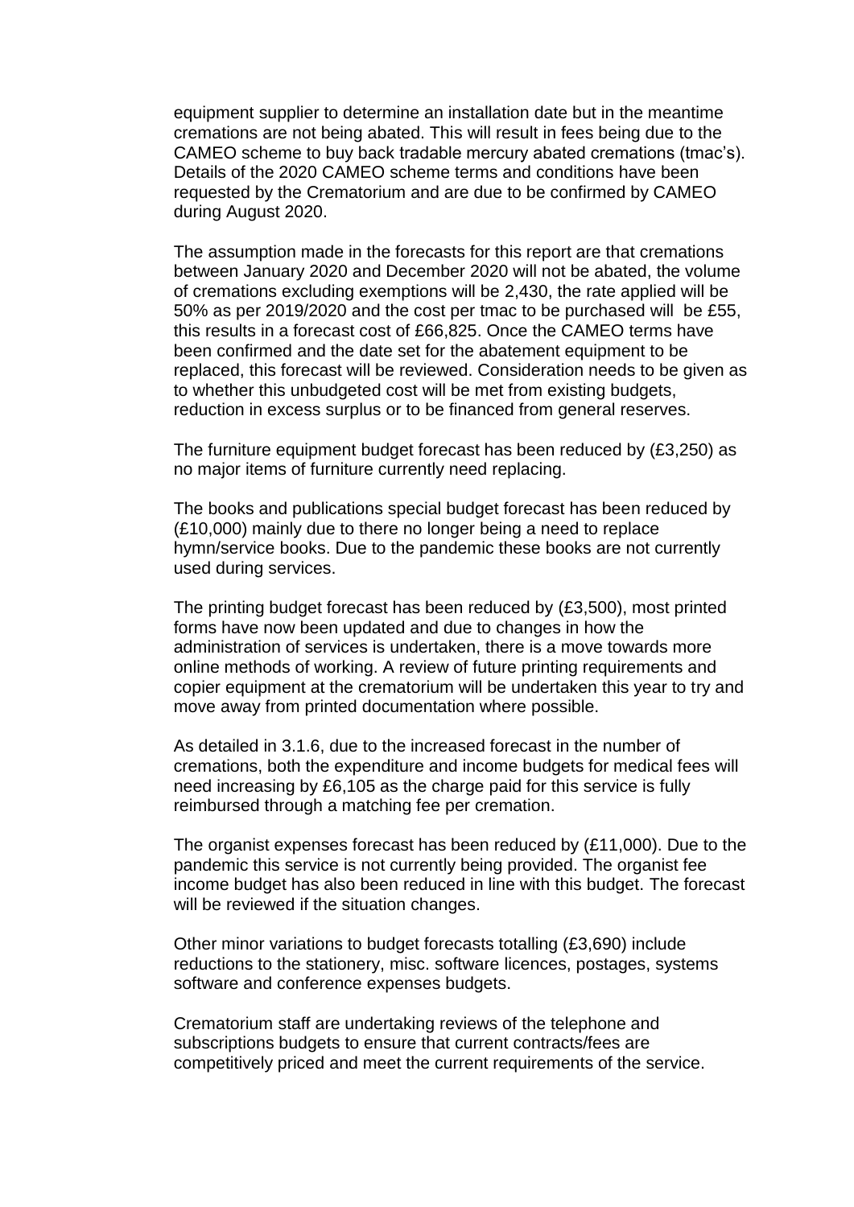equipment supplier to determine an installation date but in the meantime cremations are not being abated. This will result in fees being due to the CAMEO scheme to buy back tradable mercury abated cremations (tmac's). Details of the 2020 CAMEO scheme terms and conditions have been requested by the Crematorium and are due to be confirmed by CAMEO during August 2020.

The assumption made in the forecasts for this report are that cremations between January 2020 and December 2020 will not be abated, the volume of cremations excluding exemptions will be 2,430, the rate applied will be 50% as per 2019/2020 and the cost per tmac to be purchased will be £55, this results in a forecast cost of £66,825. Once the CAMEO terms have been confirmed and the date set for the abatement equipment to be replaced, this forecast will be reviewed. Consideration needs to be given as to whether this unbudgeted cost will be met from existing budgets, reduction in excess surplus or to be financed from general reserves.

The furniture equipment budget forecast has been reduced by (£3,250) as no major items of furniture currently need replacing.

The books and publications special budget forecast has been reduced by (£10,000) mainly due to there no longer being a need to replace hymn/service books. Due to the pandemic these books are not currently used during services.

The printing budget forecast has been reduced by (£3,500), most printed forms have now been updated and due to changes in how the administration of services is undertaken, there is a move towards more online methods of working. A review of future printing requirements and copier equipment at the crematorium will be undertaken this year to try and move away from printed documentation where possible.

As detailed in 3.1.6, due to the increased forecast in the number of cremations, both the expenditure and income budgets for medical fees will need increasing by £6,105 as the charge paid for this service is fully reimbursed through a matching fee per cremation.

The organist expenses forecast has been reduced by (£11,000). Due to the pandemic this service is not currently being provided. The organist fee income budget has also been reduced in line with this budget. The forecast will be reviewed if the situation changes.

Other minor variations to budget forecasts totalling (£3,690) include reductions to the stationery, misc. software licences, postages, systems software and conference expenses budgets.

Crematorium staff are undertaking reviews of the telephone and subscriptions budgets to ensure that current contracts/fees are competitively priced and meet the current requirements of the service.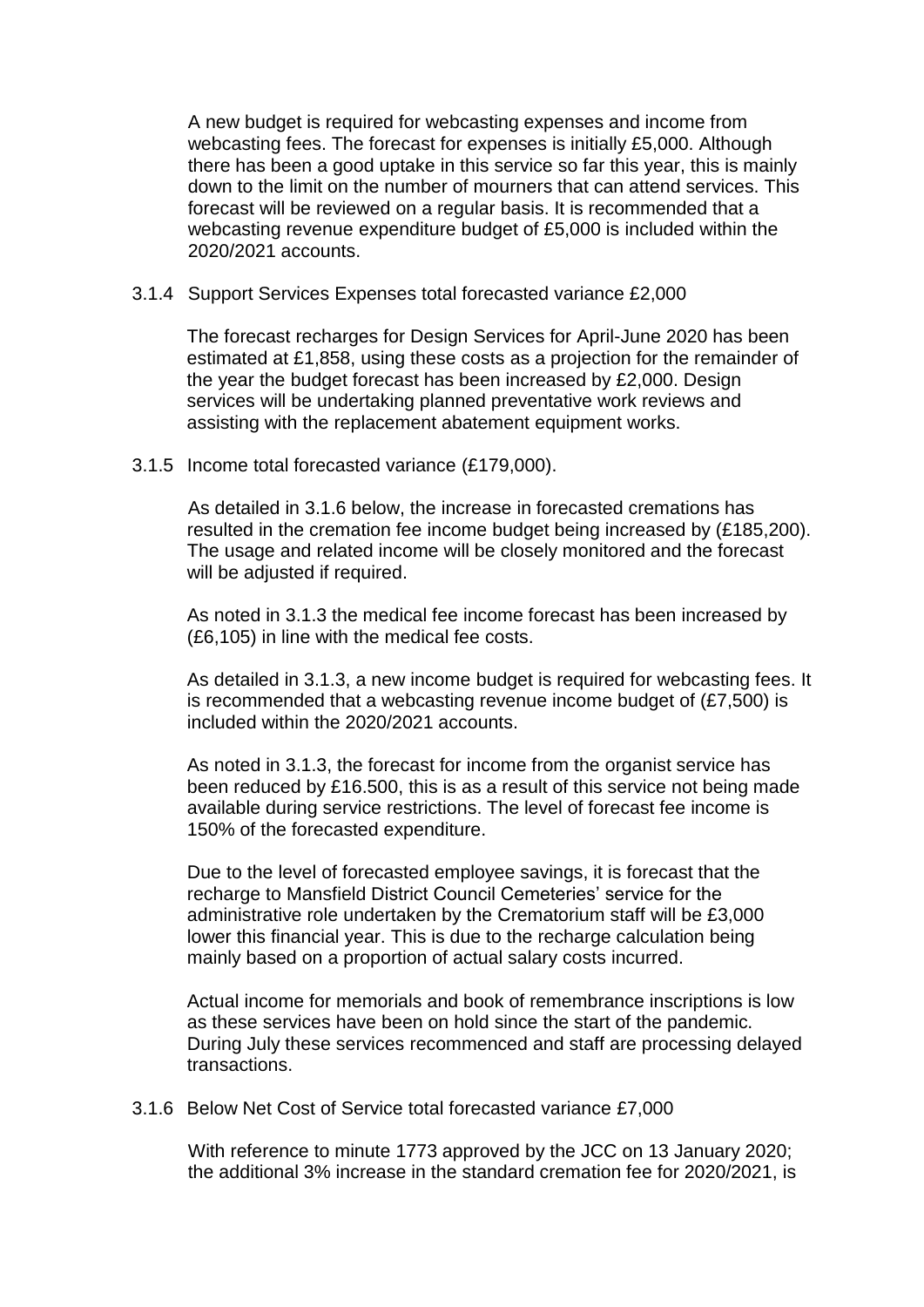A new budget is required for webcasting expenses and income from webcasting fees. The forecast for expenses is initially £5,000. Although there has been a good uptake in this service so far this year, this is mainly down to the limit on the number of mourners that can attend services. This forecast will be reviewed on a regular basis. It is recommended that a webcasting revenue expenditure budget of £5,000 is included within the 2020/2021 accounts.

3.1.4 Support Services Expenses total forecasted variance £2,000

The forecast recharges for Design Services for April-June 2020 has been estimated at £1,858, using these costs as a projection for the remainder of the year the budget forecast has been increased by £2,000. Design services will be undertaking planned preventative work reviews and assisting with the replacement abatement equipment works.

3.1.5 Income total forecasted variance (£179,000).

As detailed in 3.1.6 below, the increase in forecasted cremations has resulted in the cremation fee income budget being increased by (£185,200). The usage and related income will be closely monitored and the forecast will be adjusted if required.

As noted in 3.1.3 the medical fee income forecast has been increased by (£6,105) in line with the medical fee costs.

As detailed in 3.1.3, a new income budget is required for webcasting fees. It is recommended that a webcasting revenue income budget of (£7,500) is included within the 2020/2021 accounts.

As noted in 3.1.3, the forecast for income from the organist service has been reduced by £16.500, this is as a result of this service not being made available during service restrictions. The level of forecast fee income is 150% of the forecasted expenditure.

Due to the level of forecasted employee savings, it is forecast that the recharge to Mansfield District Council Cemeteries' service for the administrative role undertaken by the Crematorium staff will be £3,000 lower this financial year. This is due to the recharge calculation being mainly based on a proportion of actual salary costs incurred.

Actual income for memorials and book of remembrance inscriptions is low as these services have been on hold since the start of the pandemic. During July these services recommenced and staff are processing delayed transactions.

3.1.6 Below Net Cost of Service total forecasted variance £7,000

With reference to minute 1773 approved by the JCC on 13 January 2020; the additional 3% increase in the standard cremation fee for 2020/2021, is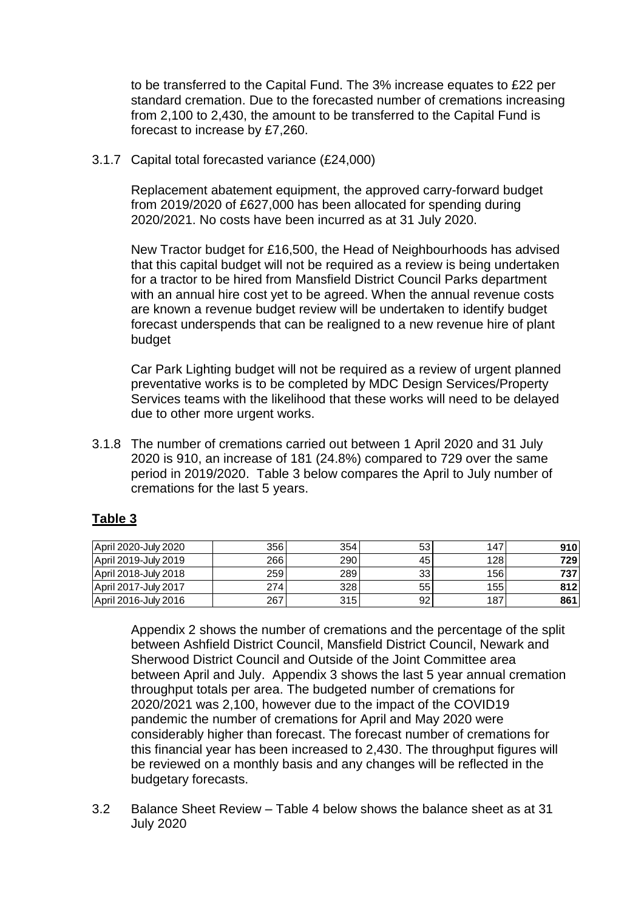to be transferred to the Capital Fund. The 3% increase equates to £22 per standard cremation. Due to the forecasted number of cremations increasing from 2,100 to 2,430, the amount to be transferred to the Capital Fund is forecast to increase by £7,260.

3.1.7 Capital total forecasted variance (£24,000)

Replacement abatement equipment, the approved carry-forward budget from 2019/2020 of £627,000 has been allocated for spending during 2020/2021. No costs have been incurred as at 31 July 2020.

New Tractor budget for £16,500, the Head of Neighbourhoods has advised that this capital budget will not be required as a review is being undertaken for a tractor to be hired from Mansfield District Council Parks department with an annual hire cost yet to be agreed. When the annual revenue costs are known a revenue budget review will be undertaken to identify budget forecast underspends that can be realigned to a new revenue hire of plant budget

Car Park Lighting budget will not be required as a review of urgent planned preventative works is to be completed by MDC Design Services/Property Services teams with the likelihood that these works will need to be delayed due to other more urgent works.

3.1.8 The number of cremations carried out between 1 April 2020 and 31 July 2020 is 910, an increase of 181 (24.8%) compared to 729 over the same period in 2019/2020. Table 3 below compares the April to July number of cremations for the last 5 years.

**Table 3**

| | | | | | |
|---|---|---|---|---|---|
| April 2020-July 2020 | 356 | 354 | 53 | 147 | **910** |
| April 2019-July 2019 | 266 | 290 | 45 | 128 | **729** |
| April 2018-July 2018 | 259 | 289 | 33 | 156 | **737** |
| April 2017-July 2017 | 274 | 328 | 55 | 155 | **812** |
| April 2016-July 2016 | 267 | 315 | 92 | 187 | **861** |

Appendix 2 shows the number of cremations and the percentage of the split between Ashfield District Council, Mansfield District Council, Newark and Sherwood District Council and Outside of the Joint Committee area between April and July. Appendix 3 shows the last 5 year annual cremation throughput totals per area. The budgeted number of cremations for 2020/2021 was 2,100, however due to the impact of the COVID19 pandemic the number of cremations for April and May 2020 were considerably higher than forecast. The forecast number of cremations for this financial year has been increased to 2,430. The throughput figures will be reviewed on a monthly basis and any changes will be reflected in the budgetary forecasts.

3.2 Balance Sheet Review – Table 4 below shows the balance sheet as at 31 July 2020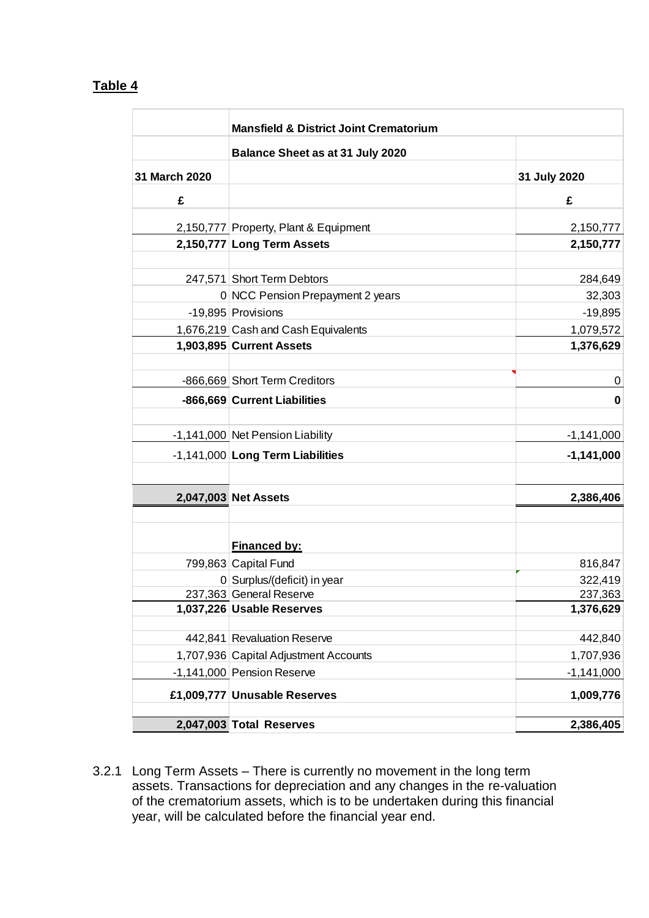**Table 4**

| 31 March 2020 | Mansfield & District Joint Crematorium<br>Balance Sheet as at 31 July 2020 | 31 July 2020 |
|---|---|---|
| £ | | £ |
| 2,150,777 | Property, Plant & Equipment | 2,150,777 |
| **2,150,777** | **Long Term Assets** | **2,150,777** |
| | | |
| 247,571 | Short Term Debtors | 284,649 |
| 0 | NCC Pension Prepayment 2 years | 32,303 |
| -19,895 | Provisions | -19,895 |
| 1,676,219 | Cash and Cash Equivalents | 1,079,572 |
| **1,903,895** | **Current Assets** | **1,376,629** |
| | | |
| -866,669 | Short Term Creditors | 0 |
| **-866,669** | **Current Liabilities** | **0** |
| | | |
| -1,141,000 | Net Pension Liability | -1,141,000 |
| -1,141,000 | **Long Term Liabilities** | **-1,141,000** |
| | | |
| **2,047,003** | **Net Assets** | **2,386,406** |
| | | |
| | **Financed by:** | |
| 799,863 | Capital Fund | 816,847 |
| 0 | Surplus/(deficit) in year | 322,419 |
| 237,363 | General Reserve | 237,363 |
| **1,037,226** | **Usable Reserves** | **1,376,629** |
| | | |
| 442,841 | Revaluation Reserve | 442,840 |
| 1,707,936 | Capital Adjustment Accounts | 1,707,936 |
| -1,141,000 | Pension Reserve | -1,141,000 |
| **£1,009,777** | **Unusable Reserves** | **1,009,776** |
| | | |
| **2,047,003** | **Total Reserves** | **2,386,405** |

3.2.1 Long Term Assets – There is currently no movement in the long term assets. Transactions for depreciation and any changes in the re-valuation of the crematorium assets, which is to be undertaken during this financial year, will be calculated before the financial year end.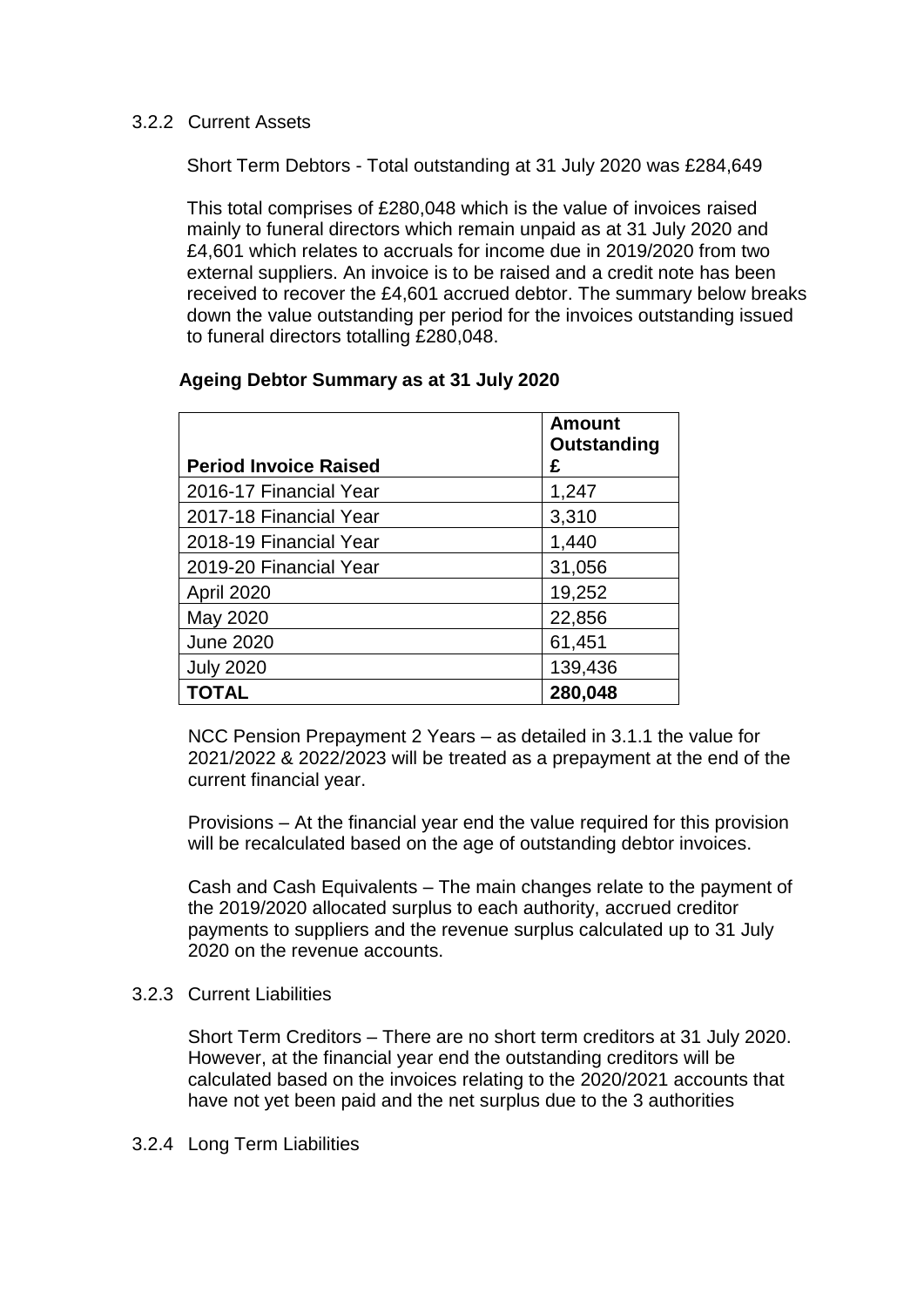### 3.2.2 Current Assets

Short Term Debtors - Total outstanding at 31 July 2020 was £284,649

This total comprises of £280,048 which is the value of invoices raised mainly to funeral directors which remain unpaid as at 31 July 2020 and £4,601 which relates to accruals for income due in 2019/2020 from two external suppliers. An invoice is to be raised and a credit note has been received to recover the £4,601 accrued debtor. The summary below breaks down the value outstanding per period for the invoices outstanding issued to funeral directors totalling £280,048.

**Ageing Debtor Summary as at 31 July 2020**

| Period Invoice Raised | Amount Outstanding £ |
|---|---|
| 2016-17 Financial Year | 1,247 |
| 2017-18 Financial Year | 3,310 |
| 2018-19 Financial Year | 1,440 |
| 2019-20 Financial Year | 31,056 |
| April 2020 | 19,252 |
| May 2020 | 22,856 |
| June 2020 | 61,451 |
| July 2020 | 139,436 |
| **TOTAL** | **280,048** |

NCC Pension Prepayment 2 Years – as detailed in 3.1.1 the value for 2021/2022 & 2022/2023 will be treated as a prepayment at the end of the current financial year.

Provisions – At the financial year end the value required for this provision will be recalculated based on the age of outstanding debtor invoices.

Cash and Cash Equivalents – The main changes relate to the payment of the 2019/2020 allocated surplus to each authority, accrued creditor payments to suppliers and the revenue surplus calculated up to 31 July 2020 on the revenue accounts.

### 3.2.3 Current Liabilities

Short Term Creditors – There are no short term creditors at 31 July 2020. However, at the financial year end the outstanding creditors will be calculated based on the invoices relating to the 2020/2021 accounts that have not yet been paid and the net surplus due to the 3 authorities

### 3.2.4 Long Term Liabilities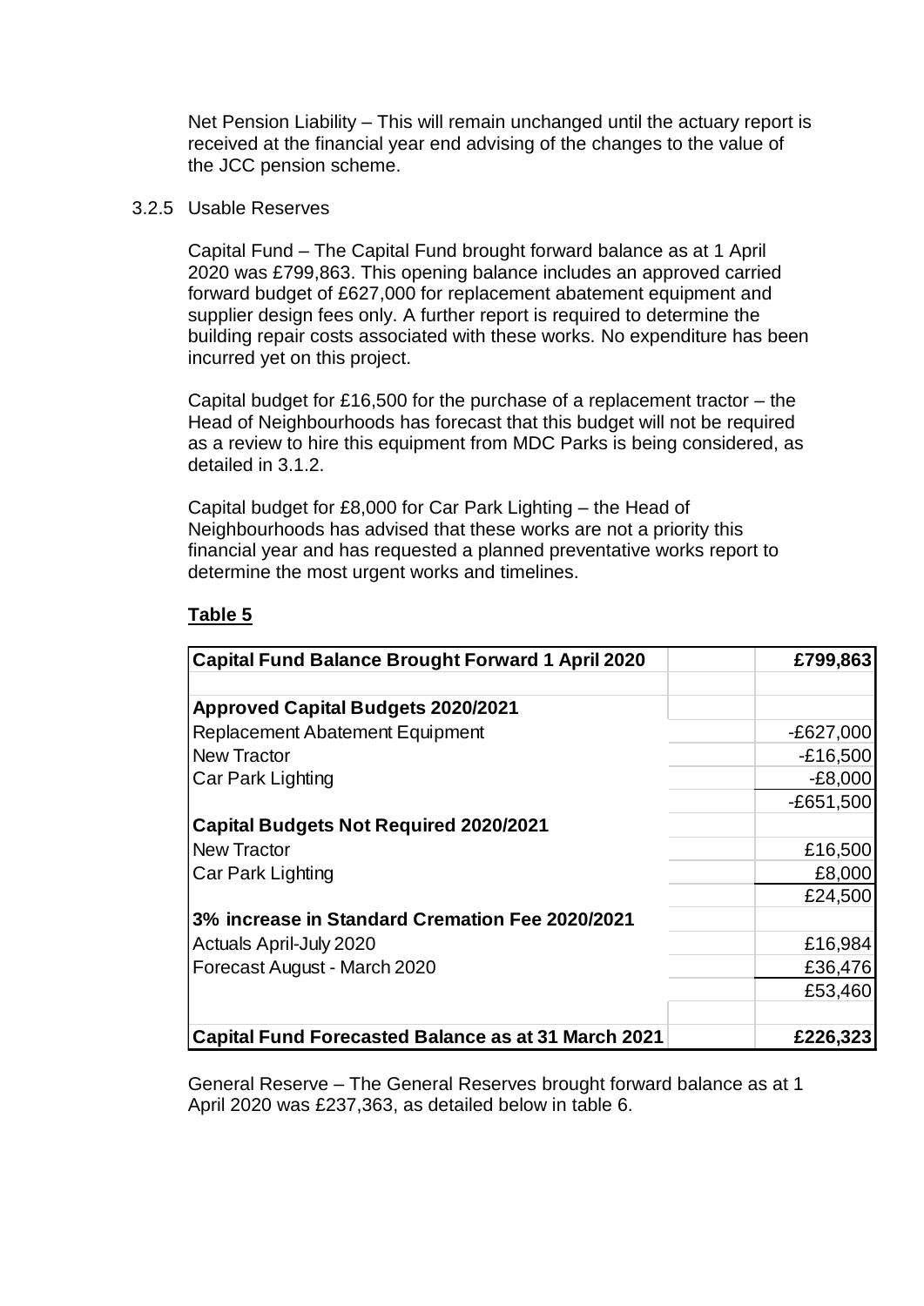Net Pension Liability – This will remain unchanged until the actuary report is received at the financial year end advising of the changes to the value of the JCC pension scheme.

3.2.5 Usable Reserves

Capital Fund – The Capital Fund brought forward balance as at 1 April 2020 was £799,863. This opening balance includes an approved carried forward budget of £627,000 for replacement abatement equipment and supplier design fees only. A further report is required to determine the building repair costs associated with these works. No expenditure has been incurred yet on this project.

Capital budget for £16,500 for the purchase of a replacement tractor – the Head of Neighbourhoods has forecast that this budget will not be required as a review to hire this equipment from MDC Parks is being considered, as detailed in 3.1.2.

Capital budget for £8,000 for Car Park Lighting – the Head of Neighbourhoods has advised that these works are not a priority this financial year and has requested a planned preventative works report to determine the most urgent works and timelines.

**Table 5**

| **Capital Fund Balance Brought Forward 1 April 2020** | | **£799,863** |
|---|---|---|
| | | |
| **Approved Capital Budgets 2020/2021** | | |
| Replacement Abatement Equipment | | -£627,000 |
| New Tractor | | -£16,500 |
| Car Park Lighting | | -£8,000 |
| | | -£651,500 |
| **Capital Budgets Not Required 2020/2021** | | |
| New Tractor | | £16,500 |
| Car Park Lighting | | £8,000 |
| | | £24,500 |
| **3% increase in Standard Cremation Fee 2020/2021** | | |
| Actuals April-July 2020 | | £16,984 |
| Forecast August - March 2020 | | £36,476 |
| | | £53,460 |
| | | |
| **Capital Fund Forecasted Balance as at 31 March 2021** | | **£226,323** |

General Reserve – The General Reserves brought forward balance as at 1 April 2020 was £237,363, as detailed below in table 6.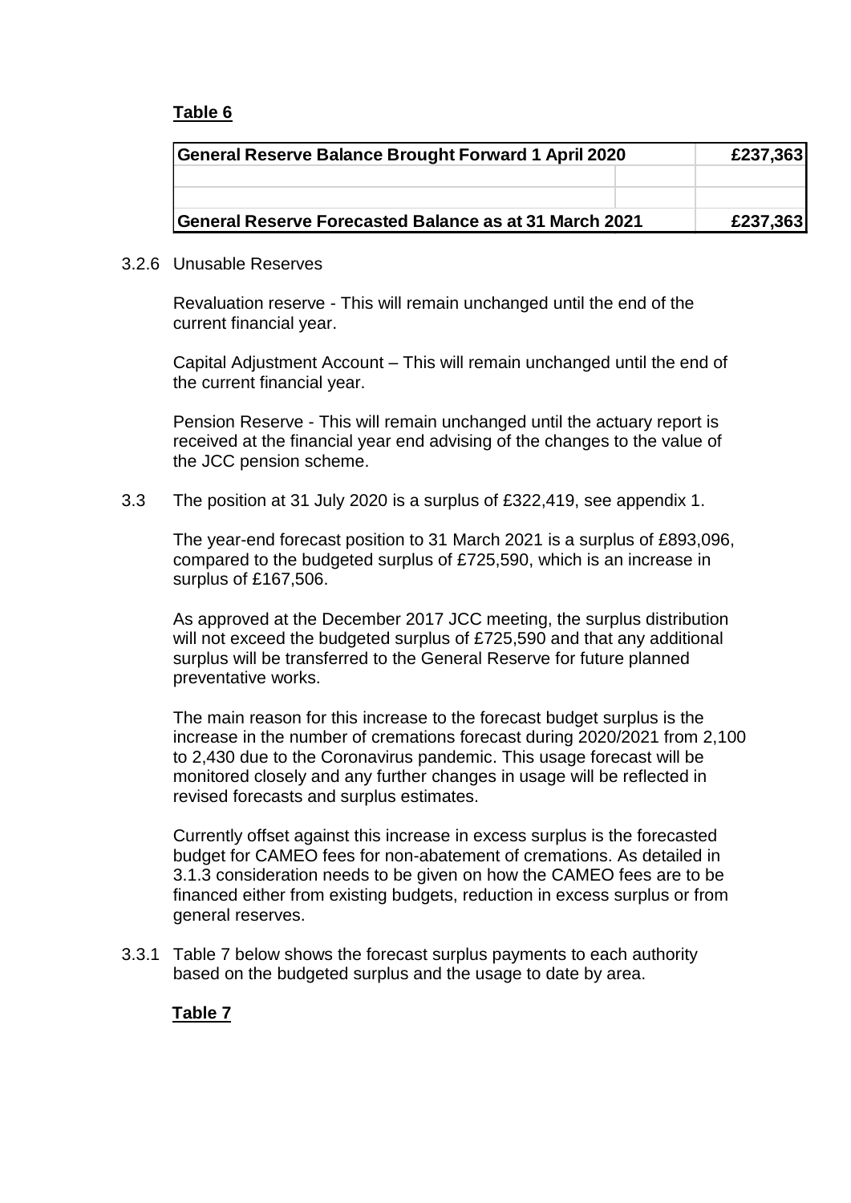**Table 6**

| General Reserve Balance Brought Forward 1 April 2020 | | £237,363 |
|---|---|---|
| | | |
| | | |
| **General Reserve Forecasted Balance as at 31 March 2021** | | **£237,363** |

3.2.6 Unusable Reserves

Revaluation reserve - This will remain unchanged until the end of the current financial year.

Capital Adjustment Account – This will remain unchanged until the end of the current financial year.

Pension Reserve - This will remain unchanged until the actuary report is received at the financial year end advising of the changes to the value of the JCC pension scheme.

3.3 The position at 31 July 2020 is a surplus of £322,419, see appendix 1.

The year-end forecast position to 31 March 2021 is a surplus of £893,096, compared to the budgeted surplus of £725,590, which is an increase in surplus of £167,506.

As approved at the December 2017 JCC meeting, the surplus distribution will not exceed the budgeted surplus of £725,590 and that any additional surplus will be transferred to the General Reserve for future planned preventative works.

The main reason for this increase to the forecast budget surplus is the increase in the number of cremations forecast during 2020/2021 from 2,100 to 2,430 due to the Coronavirus pandemic. This usage forecast will be monitored closely and any further changes in usage will be reflected in revised forecasts and surplus estimates.

Currently offset against this increase in excess surplus is the forecasted budget for CAMEO fees for non-abatement of cremations. As detailed in 3.1.3 consideration needs to be given on how the CAMEO fees are to be financed either from existing budgets, reduction in excess surplus or from general reserves.

3.3.1 Table 7 below shows the forecast surplus payments to each authority based on the budgeted surplus and the usage to date by area.

**Table 7**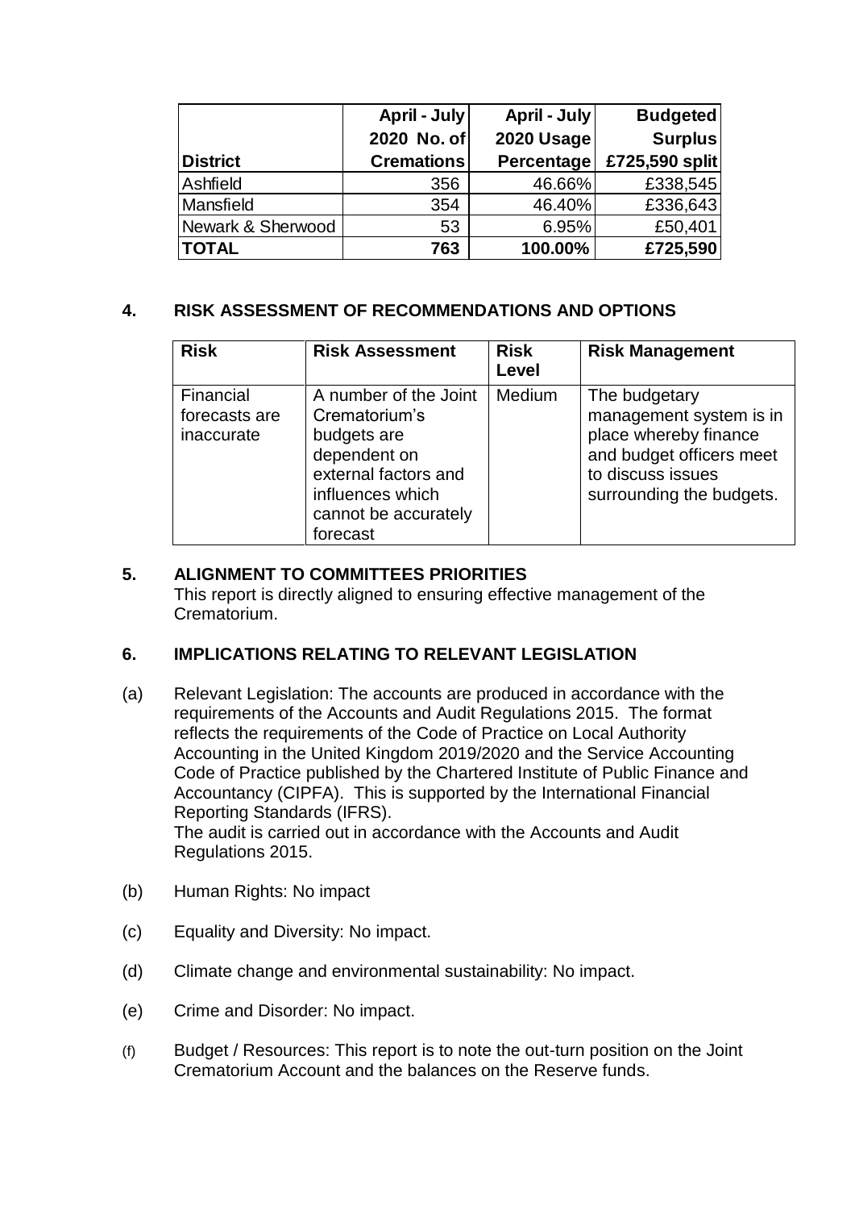| District | April - July 2020 No. of Cremations | April - July 2020 Usage Percentage | Budgeted Surplus £725,590 split |
|---|---|---|---|
| Ashfield | 356 | 46.66% | £338,545 |
| Mansfield | 354 | 46.40% | £336,643 |
| Newark & Sherwood | 53 | 6.95% | £50,401 |
| **TOTAL** | **763** | **100.00%** | **£725,590** |

## 4. RISK ASSESSMENT OF RECOMMENDATIONS AND OPTIONS

| Risk | Risk Assessment | Risk Level | Risk Management |
|---|---|---|---|
| Financial forecasts are inaccurate | A number of the Joint Crematorium's budgets are dependent on external factors and influences which cannot be accurately forecast | Medium | The budgetary management system is in place whereby finance and budget officers meet to discuss issues surrounding the budgets. |

## 5. ALIGNMENT TO COMMITTEES PRIORITIES

This report is directly aligned to ensuring effective management of the Crematorium.

## 6. IMPLICATIONS RELATING TO RELEVANT LEGISLATION

(a) Relevant Legislation: The accounts are produced in accordance with the requirements of the Accounts and Audit Regulations 2015. The format reflects the requirements of the Code of Practice on Local Authority Accounting in the United Kingdom 2019/2020 and the Service Accounting Code of Practice published by the Chartered Institute of Public Finance and Accountancy (CIPFA). This is supported by the International Financial Reporting Standards (IFRS).
The audit is carried out in accordance with the Accounts and Audit Regulations 2015.

(b) Human Rights: No impact

(c) Equality and Diversity: No impact.

(d) Climate change and environmental sustainability: No impact.

(e) Crime and Disorder: No impact.

(f) Budget / Resources: This report is to note the out-turn position on the Joint Crematorium Account and the balances on the Reserve funds.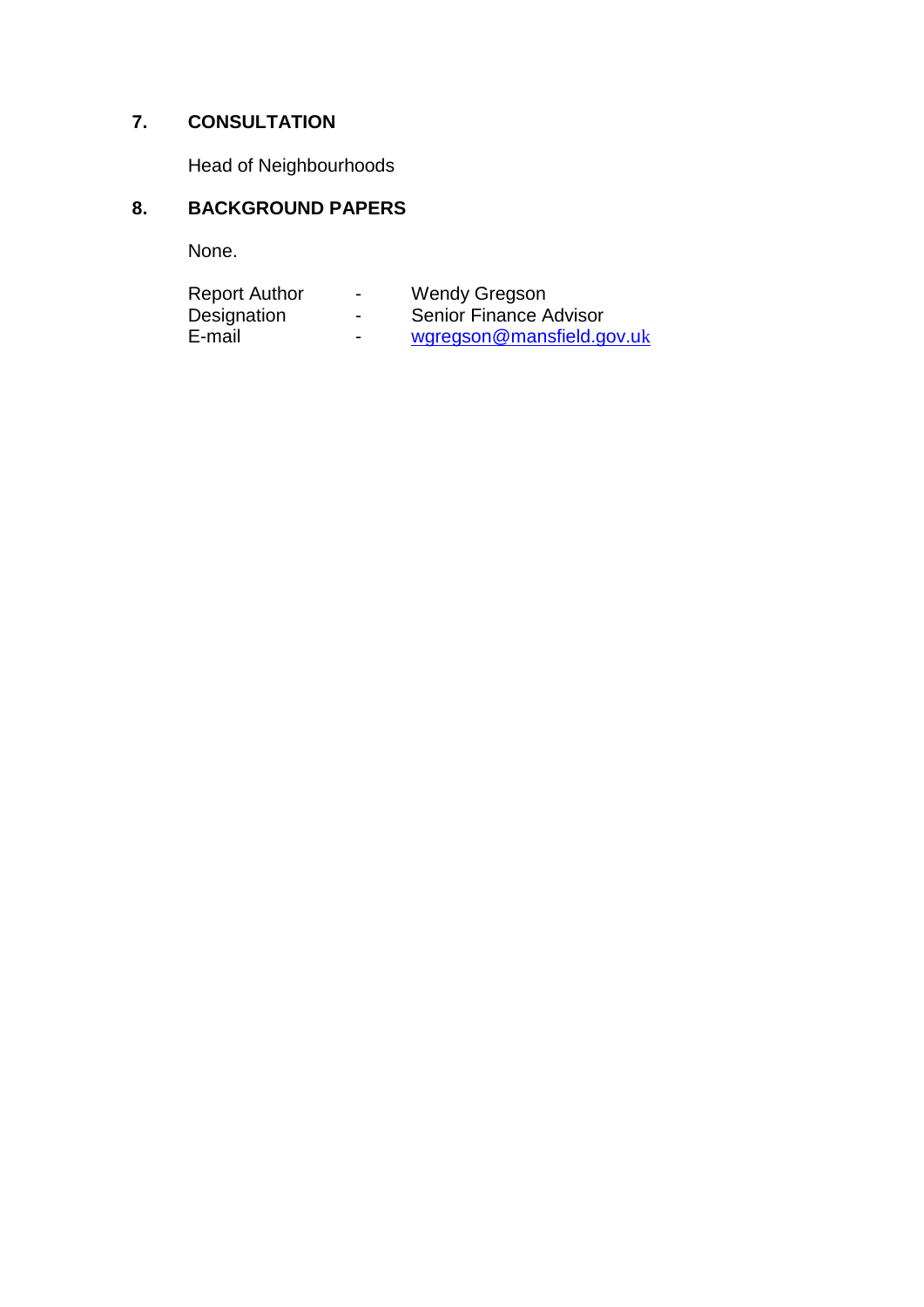## 7. CONSULTATION

Head of Neighbourhoods

## 8. BACKGROUND PAPERS

None.

| | | |
|---|---|---|
| Report Author | - | Wendy Gregson |
| Designation | - | Senior Finance Advisor |
| E-mail | - | wgregson@mansfield.gov.uk |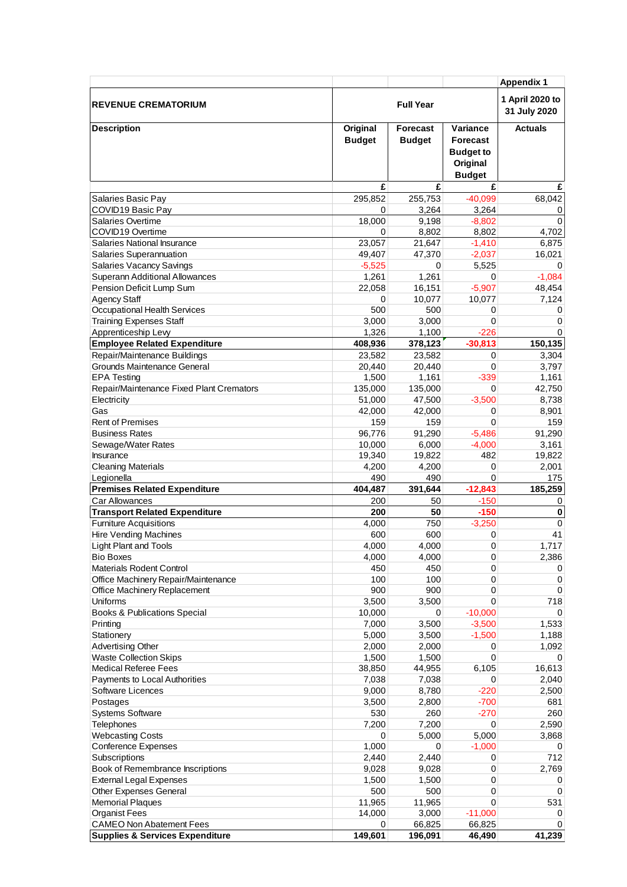| | | | | Appendix 1 |
|---|---|---|---|---|
| **REVENUE CREMATORIUM** | **Full Year** | | | **1 April 2020 to 31 July 2020** |
| **Description** | **Original Budget** | **Forecast Budget** | **Variance Forecast Budget to Original Budget** | **Actuals** |
| | **£** | **£** | **£** | **£** |
| Salaries Basic Pay | 295,852 | 255,753 | -40,099 | 68,042 |
| COVID19 Basic Pay | 0 | 3,264 | 3,264 | 0 |
| Salaries Overtime | 18,000 | 9,198 | -8,802 | 0 |
| COVID19 Overtime | 0 | 8,802 | 8,802 | 4,702 |
| Salaries National Insurance | 23,057 | 21,647 | -1,410 | 6,875 |
| Salaries Superannuation | 49,407 | 47,370 | -2,037 | 16,021 |
| Salaries Vacancy Savings | -5,525 | 0 | 5,525 | 0 |
| Superann Additional Allowances | 1,261 | 1,261 | 0 | -1,084 |
| Pension Deficit Lump Sum | 22,058 | 16,151 | -5,907 | 48,454 |
| Agency Staff | 0 | 10,077 | 10,077 | 7,124 |
| Occupational Health Services | 500 | 500 | 0 | 0 |
| Training Expenses Staff | 3,000 | 3,000 | 0 | 0 |
| Apprenticeship Levy | 1,326 | 1,100 | -226 | 0 |
| **Employee Related Expenditure** | **408,936** | **378,123** | **-30,813** | **150,135** |
| Repair/Maintenance Buildings | 23,582 | 23,582 | 0 | 3,304 |
| Grounds Maintenance General | 20,440 | 20,440 | 0 | 3,797 |
| EPA Testing | 1,500 | 1,161 | -339 | 1,161 |
| Repair/Maintenance Fixed Plant Cremators | 135,000 | 135,000 | 0 | 42,750 |
| Electricity | 51,000 | 47,500 | -3,500 | 8,738 |
| Gas | 42,000 | 42,000 | 0 | 8,901 |
| Rent of Premises | 159 | 159 | 0 | 159 |
| Business Rates | 96,776 | 91,290 | -5,486 | 91,290 |
| Sewage/Water Rates | 10,000 | 6,000 | -4,000 | 3,161 |
| Insurance | 19,340 | 19,822 | 482 | 19,822 |
| Cleaning Materials | 4,200 | 4,200 | 0 | 2,001 |
| Legionella | 490 | 490 | 0 | 175 |
| **Premises Related Expenditure** | **404,487** | **391,644** | **-12,843** | **185,259** |
| Car Allowances | 200 | 50 | -150 | 0 |
| **Transport Related Expenditure** | **200** | **50** | **-150** | **0** |
| Furniture Acquisitions | 4,000 | 750 | -3,250 | 0 |
| Hire Vending Machines | 600 | 600 | 0 | 41 |
| Light Plant and Tools | 4,000 | 4,000 | 0 | 1,717 |
| Bio Boxes | 4,000 | 4,000 | 0 | 2,386 |
| Materials Rodent Control | 450 | 450 | 0 | 0 |
| Office Machinery Repair/Maintenance | 100 | 100 | 0 | 0 |
| Office Machinery Replacement | 900 | 900 | 0 | 0 |
| Uniforms | 3,500 | 3,500 | 0 | 718 |
| Books & Publications Special | 10,000 | 0 | -10,000 | 0 |
| Printing | 7,000 | 3,500 | -3,500 | 1,533 |
| Stationery | 5,000 | 3,500 | -1,500 | 1,188 |
| Advertising Other | 2,000 | 2,000 | 0 | 1,092 |
| Waste Collection Skips | 1,500 | 1,500 | 0 | 0 |
| Medical Referee Fees | 38,850 | 44,955 | 6,105 | 16,613 |
| Payments to Local Authorities | 7,038 | 7,038 | 0 | 2,040 |
| Software Licences | 9,000 | 8,780 | -220 | 2,500 |
| Postages | 3,500 | 2,800 | -700 | 681 |
| Systems Software | 530 | 260 | -270 | 260 |
| Telephones | 7,200 | 7,200 | 0 | 2,590 |
| Webcasting Costs | 0 | 5,000 | 5,000 | 3,868 |
| Conference Expenses | 1,000 | 0 | -1,000 | 0 |
| Subscriptions | 2,440 | 2,440 | 0 | 712 |
| Book of Remembrance Inscriptions | 9,028 | 9,028 | 0 | 2,769 |
| External Legal Expenses | 1,500 | 1,500 | 0 | 0 |
| Other Expenses General | 500 | 500 | 0 | 0 |
| Memorial Plaques | 11,965 | 11,965 | 0 | 531 |
| Organist Fees | 14,000 | 3,000 | -11,000 | 0 |
| CAMEO Non Abatement Fees | 0 | 66,825 | 66,825 | 0 |
| **Supplies & Services Expenditure** | **149,601** | **196,091** | **46,490** | **41,239** |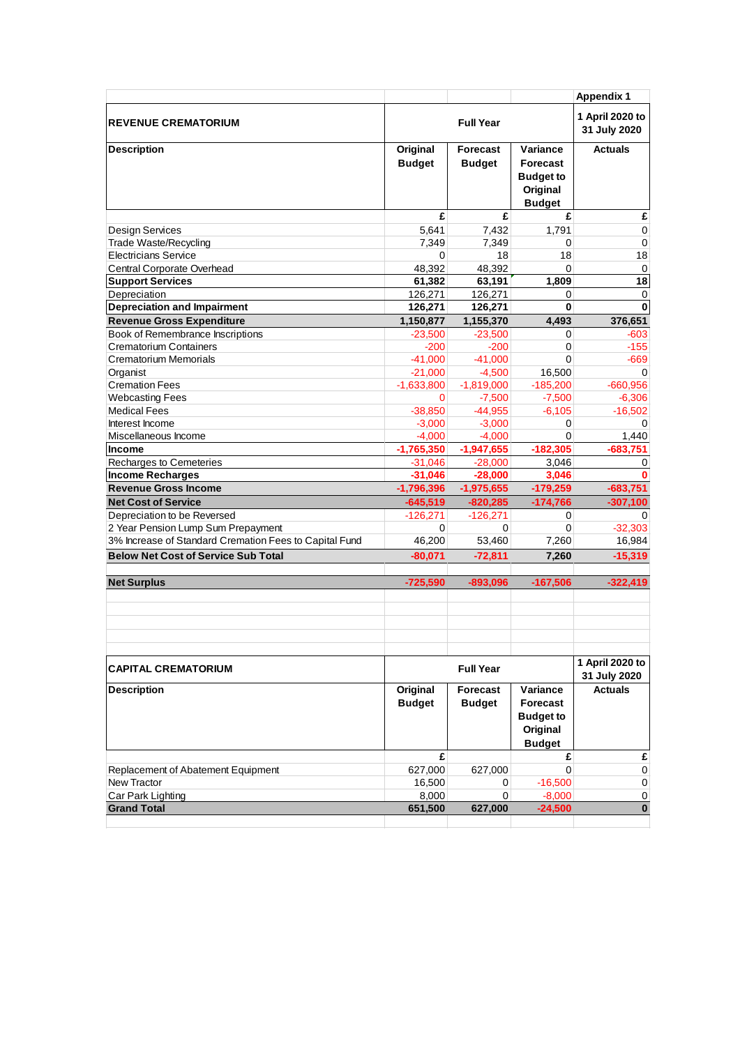Appendix 1

| REVENUE CREMATORIUM | Full Year | | | 1 April 2020 to 31 July 2020 |
|---|---|---|---|---|
| **Description** | **Original Budget** | **Forecast Budget** | **Variance Forecast Budget to Original Budget** | **Actuals** |
| | £ | £ | £ | £ |
| Design Services | 5,641 | 7,432 | 1,791 | 0 |
| Trade Waste/Recycling | 7,349 | 7,349 | 0 | 0 |
| Electricians Service | 0 | 18 | 18 | 18 |
| Central Corporate Overhead | 48,392 | 48,392 | 0 | 0 |
| **Support Services** | **61,382** | **63,191** | **1,809** | **18** |
| Depreciation | 126,271 | 126,271 | 0 | 0 |
| **Depreciation and Impairment** | **126,271** | **126,271** | **0** | **0** |
| **Revenue Gross Expenditure** | **1,150,877** | **1,155,370** | **4,493** | **376,651** |
| Book of Remembrance Inscriptions | -23,500 | -23,500 | 0 | -603 |
| Crematorium Containers | -200 | -200 | 0 | -155 |
| Crematorium Memorials | -41,000 | -41,000 | 0 | -669 |
| Organist | -21,000 | -4,500 | 16,500 | 0 |
| Cremation Fees | -1,633,800 | -1,819,000 | -185,200 | -660,956 |
| Webcasting Fees | 0 | -7,500 | -7,500 | -6,306 |
| Medical Fees | -38,850 | -44,955 | -6,105 | -16,502 |
| Interest Income | -3,000 | -3,000 | 0 | 0 |
| Miscellaneous Income | -4,000 | -4,000 | 0 | 1,440 |
| **Income** | **-1,765,350** | **-1,947,655** | **-182,305** | **-683,751** |
| Recharges to Cemeteries | -31,046 | -28,000 | 3,046 | 0 |
| **Income Recharges** | **-31,046** | **-28,000** | **3,046** | **0** |
| **Revenue Gross Income** | **-1,796,396** | **-1,975,655** | **-179,259** | **-683,751** |
| **Net Cost of Service** | **-645,519** | **-820,285** | **-174,766** | **-307,100** |
| Depreciation to be Reversed | -126,271 | -126,271 | 0 | 0 |
| 2 Year Pension Lump Sum Prepayment | 0 | 0 | 0 | -32,303 |
| 3% Increase of Standard Cremation Fees to Capital Fund | 46,200 | 53,460 | 7,260 | 16,984 |
| **Below Net Cost of Service Sub Total** | **-80,071** | **-72,811** | **7,260** | **-15,319** |
| | | | | |
| **Net Surplus** | **-725,590** | **-893,096** | **-167,506** | **-322,419** |

| CAPITAL CREMATORIUM | Full Year | | | 1 April 2020 to 31 July 2020 |
|---|---|---|---|---|
| **Description** | **Original Budget** | **Forecast Budget** | **Variance Forecast Budget to Original Budget** | **Actuals** |
| | £ | | £ | £ |
| Replacement of Abatement Equipment | 627,000 | 627,000 | 0 | 0 |
| New Tractor | 16,500 | 0 | -16,500 | 0 |
| Car Park Lighting | 8,000 | 0 | -8,000 | 0 |
| **Grand Total** | **651,500** | **627,000** | **-24,500** | **0** |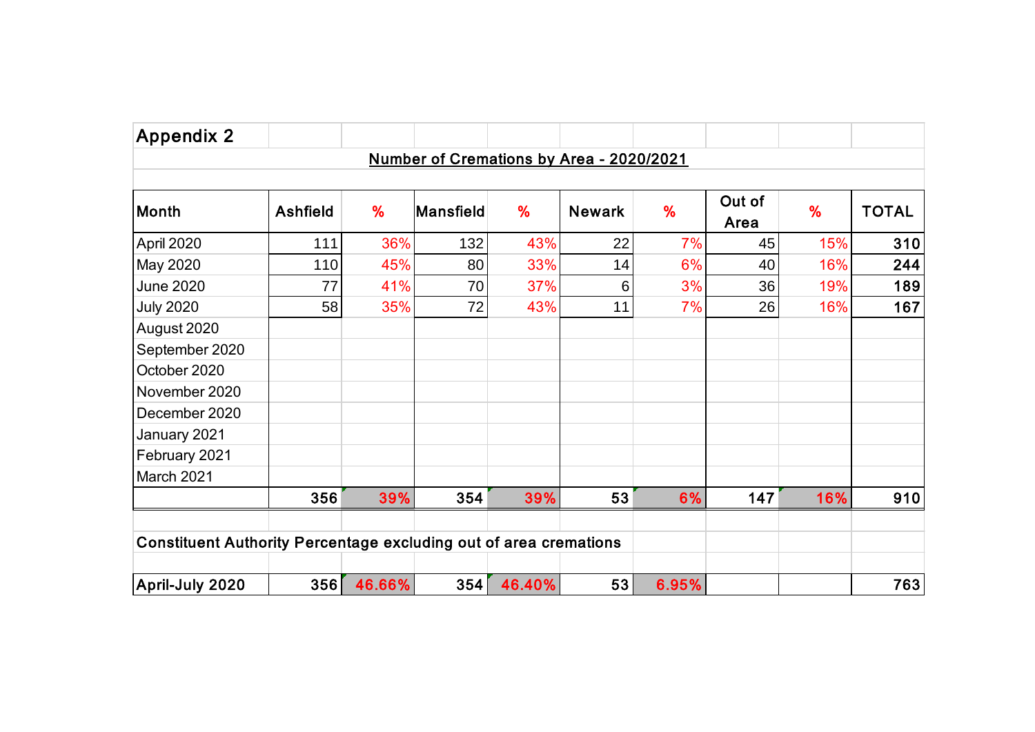## Appendix 2

**Number of Cremations by Area - 2020/2021**

| Month | Ashfield | % | Mansfield | % | Newark | % | Out of Area | % | TOTAL |
|---|---|---|---|---|---|---|---|---|---|
| April 2020 | 111 | 36% | 132 | 43% | 22 | 7% | 45 | 15% | **310** |
| May 2020 | 110 | 45% | 80 | 33% | 14 | 6% | 40 | 16% | **244** |
| June 2020 | 77 | 41% | 70 | 37% | 6 | 3% | 36 | 19% | **189** |
| July 2020 | 58 | 35% | 72 | 43% | 11 | 7% | 26 | 16% | **167** |
| August 2020 | | | | | | | | | |
| September 2020 | | | | | | | | | |
| October 2020 | | | | | | | | | |
| November 2020 | | | | | | | | | |
| December 2020 | | | | | | | | | |
| January 2021 | | | | | | | | | |
| February 2021 | | | | | | | | | |
| March 2021 | | | | | | | | | |
| | **356** | **39%** | **354** | **39%** | **53** | **6%** | **147** | **16%** | **910** |

**Constituent Authority Percentage excluding out of area cremations**

| | Ashfield | % | Mansfield | % | Newark | % | | | TOTAL |
|---|---|---|---|---|---|---|---|---|---|
| **April-July 2020** | **356** | **46.66%** | **354** | **46.40%** | **53** | **6.95%** | | | **763** |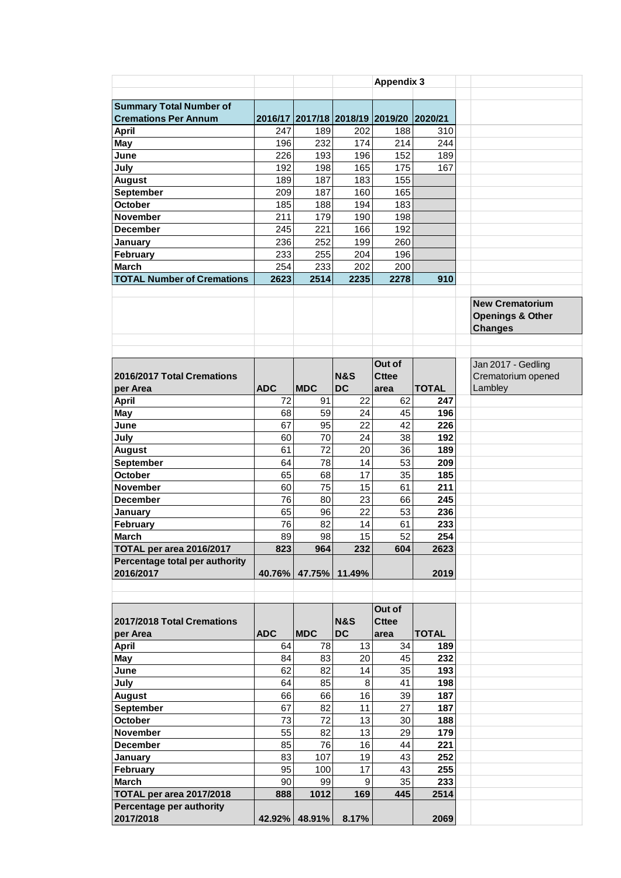## Appendix 3

| Summary Total Number of Cremations Per Annum | 2016/17 | 2017/18 | 2018/19 | 2019/20 | 2020/21 |
|---|---|---|---|---|---|
| April | 247 | 189 | 202 | 188 | 310 |
| May | 196 | 232 | 174 | 214 | 244 |
| June | 226 | 193 | 196 | 152 | 189 |
| July | 192 | 198 | 165 | 175 | 167 |
| August | 189 | 187 | 183 | 155 | |
| September | 209 | 187 | 160 | 165 | |
| October | 185 | 188 | 194 | 183 | |
| November | 211 | 179 | 190 | 198 | |
| December | 245 | 221 | 166 | 192 | |
| January | 236 | 252 | 199 | 260 | |
| February | 233 | 255 | 204 | 196 | |
| March | 254 | 233 | 202 | 200 | |
| TOTAL Number of Cremations | 2623 | 2514 | 2235 | 2278 | 910 |

**New Crematorium Openings & Other Changes**

Jan 2017 - Gedling Crematorium opened Lambley

| 2016/2017 Total Cremations per Area | ADC | MDC | N&S DC | Out of Cttee area | TOTAL |
|---|---|---|---|---|---|
| April | 72 | 91 | 22 | 62 | 247 |
| May | 68 | 59 | 24 | 45 | 196 |
| June | 67 | 95 | 22 | 42 | 226 |
| July | 60 | 70 | 24 | 38 | 192 |
| August | 61 | 72 | 20 | 36 | 189 |
| September | 64 | 78 | 14 | 53 | 209 |
| October | 65 | 68 | 17 | 35 | 185 |
| November | 60 | 75 | 15 | 61 | 211 |
| December | 76 | 80 | 23 | 66 | 245 |
| January | 65 | 96 | 22 | 53 | 236 |
| February | 76 | 82 | 14 | 61 | 233 |
| March | 89 | 98 | 15 | 52 | 254 |
| TOTAL per area 2016/2017 | 823 | 964 | 232 | 604 | 2623 |
| Percentage total per authority 2016/2017 | 40.76% | 47.75% | 11.49% | | 2019 |

| 2017/2018 Total Cremations per Area | ADC | MDC | N&S DC | Out of Cttee area | TOTAL |
|---|---|---|---|---|---|
| April | 64 | 78 | 13 | 34 | 189 |
| May | 84 | 83 | 20 | 45 | 232 |
| June | 62 | 82 | 14 | 35 | 193 |
| July | 64 | 85 | 8 | 41 | 198 |
| August | 66 | 66 | 16 | 39 | 187 |
| September | 67 | 82 | 11 | 27 | 187 |
| October | 73 | 72 | 13 | 30 | 188 |
| November | 55 | 82 | 13 | 29 | 179 |
| December | 85 | 76 | 16 | 44 | 221 |
| January | 83 | 107 | 19 | 43 | 252 |
| February | 95 | 100 | 17 | 43 | 255 |
| March | 90 | 99 | 9 | 35 | 233 |
| TOTAL per area 2017/2018 | 888 | 1012 | 169 | 445 | 2514 |
| Percentage per authority 2017/2018 | 42.92% | 48.91% | 8.17% | | 2069 |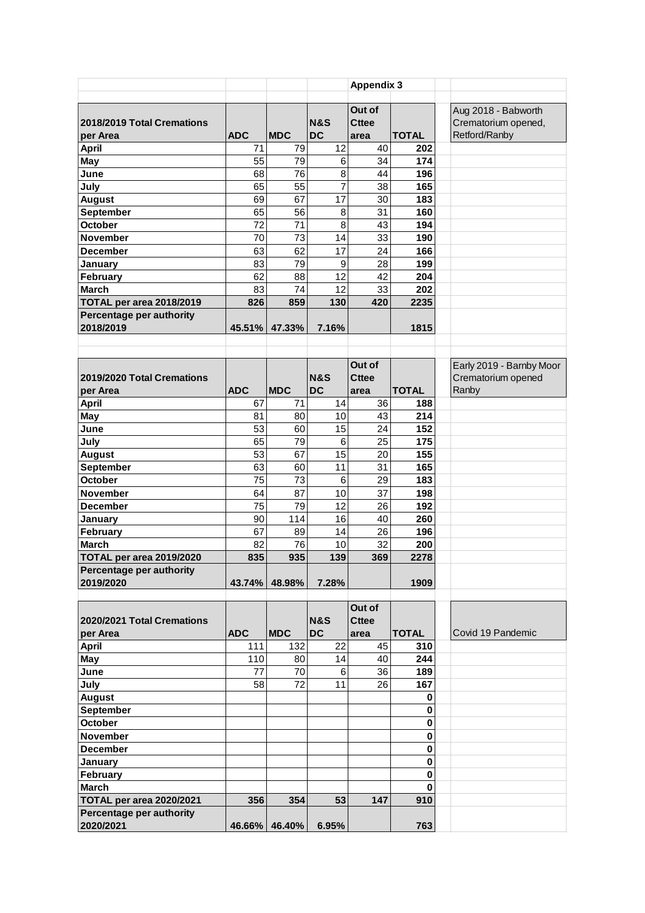**Appendix 3**

| 2018/2019 Total Cremations per Area | ADC | MDC | N&S DC | Out of Cttee area | TOTAL |
|---|---|---|---|---|---|
| **April** | 71 | 79 | 12 | 40 | **202** |
| **May** | 55 | 79 | 6 | 34 | **174** |
| **June** | 68 | 76 | 8 | 44 | **196** |
| **July** | 65 | 55 | 7 | 38 | **165** |
| **August** | 69 | 67 | 17 | 30 | **183** |
| **September** | 65 | 56 | 8 | 31 | **160** |
| **October** | 72 | 71 | 8 | 43 | **194** |
| **November** | 70 | 73 | 14 | 33 | **190** |
| **December** | 63 | 62 | 17 | 24 | **166** |
| **January** | 83 | 79 | 9 | 28 | **199** |
| **February** | 62 | 88 | 12 | 42 | **204** |
| **March** | 83 | 74 | 12 | 33 | **202** |
| **TOTAL per area 2018/2019** | **826** | **859** | **130** | **420** | **2235** |
| **Percentage per authority 2018/2019** | **45.51%** | **47.33%** | **7.16%** | | **1815** |

Aug 2018 - Babworth Crematorium opened, Retford/Ranby

| 2019/2020 Total Cremations per Area | ADC | MDC | N&S DC | Out of Cttee area | TOTAL |
|---|---|---|---|---|---|
| **April** | 67 | 71 | 14 | 36 | **188** |
| **May** | 81 | 80 | 10 | 43 | **214** |
| **June** | 53 | 60 | 15 | 24 | **152** |
| **July** | 65 | 79 | 6 | 25 | **175** |
| **August** | 53 | 67 | 15 | 20 | **155** |
| **September** | 63 | 60 | 11 | 31 | **165** |
| **October** | 75 | 73 | 6 | 29 | **183** |
| **November** | 64 | 87 | 10 | 37 | **198** |
| **December** | 75 | 79 | 12 | 26 | **192** |
| **January** | 90 | 114 | 16 | 40 | **260** |
| **February** | 67 | 89 | 14 | 26 | **196** |
| **March** | 82 | 76 | 10 | 32 | **200** |
| **TOTAL per area 2019/2020** | **835** | **935** | **139** | **369** | **2278** |
| **Percentage per authority 2019/2020** | **43.74%** | **48.98%** | **7.28%** | | **1909** |

Early 2019 - Barnby Moor Crematorium opened Ranby

| 2020/2021 Total Cremations per Area | ADC | MDC | N&S DC | Out of Cttee area | TOTAL |
|---|---|---|---|---|---|
| **April** | 111 | 132 | 22 | 45 | **310** |
| **May** | 110 | 80 | 14 | 40 | **244** |
| **June** | 77 | 70 | 6 | 36 | **189** |
| **July** | 58 | 72 | 11 | 26 | **167** |
| **August** | | | | | **0** |
| **September** | | | | | **0** |
| **October** | | | | | **0** |
| **November** | | | | | **0** |
| **December** | | | | | **0** |
| **January** | | | | | **0** |
| **February** | | | | | **0** |
| **March** | | | | | **0** |
| **TOTAL per area 2020/2021** | **356** | **354** | **53** | **147** | **910** |
| **Percentage per authority 2020/2021** | **46.66%** | **46.40%** | **6.95%** | | **763** |

Covid 19 Pandemic